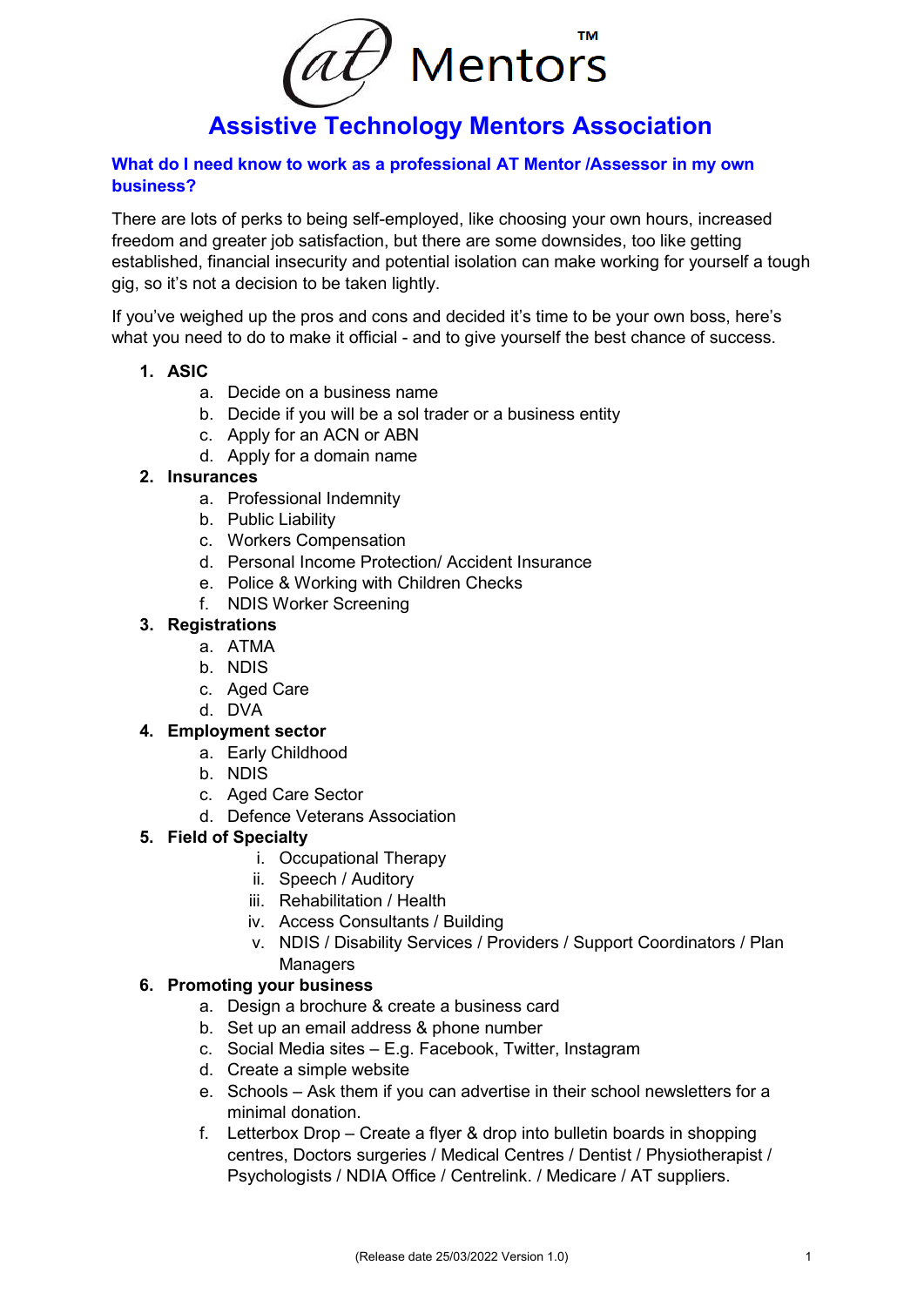# Assistive Technology Mentors Association

## What do I need know to work as a professional AT Mentor /Assessor in my own business?

There are lots of perks to being self-employed, like choosing your own hours, increased freedom and greater job satisfaction, but there are some downsides, too like getting established, financial insecurity and potential isolation can make working for yourself a tough gig, so it's not a decision to be taken lightly.

If you've weighed up the pros and cons and decided it's time to be your own boss, here's what you need to do to make it official - and to give yourself the best chance of success.

1. **ASIC**
   a. Decide on a business name
   b. Decide if you will be a sol trader or a business entity
   c. Apply for an ACN or ABN
   d. Apply for a domain name
2. **Insurances**
   a. Professional Indemnity
   b. Public Liability
   c. Workers Compensation
   d. Personal Income Protection/ Accident Insurance
   e. Police & Working with Children Checks
   f. NDIS Worker Screening
3. **Registrations**
   a. ATMA
   b. NDIS
   c. Aged Care
   d. DVA
4. **Employment sector**
   a. Early Childhood
   b. NDIS
   c. Aged Care Sector
   d. Defence Veterans Association
5. **Field of Specialty**
   i. Occupational Therapy
   ii. Speech / Auditory
   iii. Rehabilitation / Health
   iv. Access Consultants / Building
   v. NDIS / Disability Services / Providers / Support Coordinators / Plan Managers
6. **Promoting your business**
   a. Design a brochure & create a business card
   b. Set up an email address & phone number
   c. Social Media sites – E.g. Facebook, Twitter, Instagram
   d. Create a simple website
   e. Schools – Ask them if you can advertise in their school newsletters for a minimal donation.
   f. Letterbox Drop – Create a flyer & drop into bulletin boards in shopping centres, Doctors surgeries / Medical Centres / Dentist / Physiotherapist / Psychologists / NDIA Office / Centrelink. / Medicare / AT suppliers.

(Release date 25/03/2022 Version 1.0)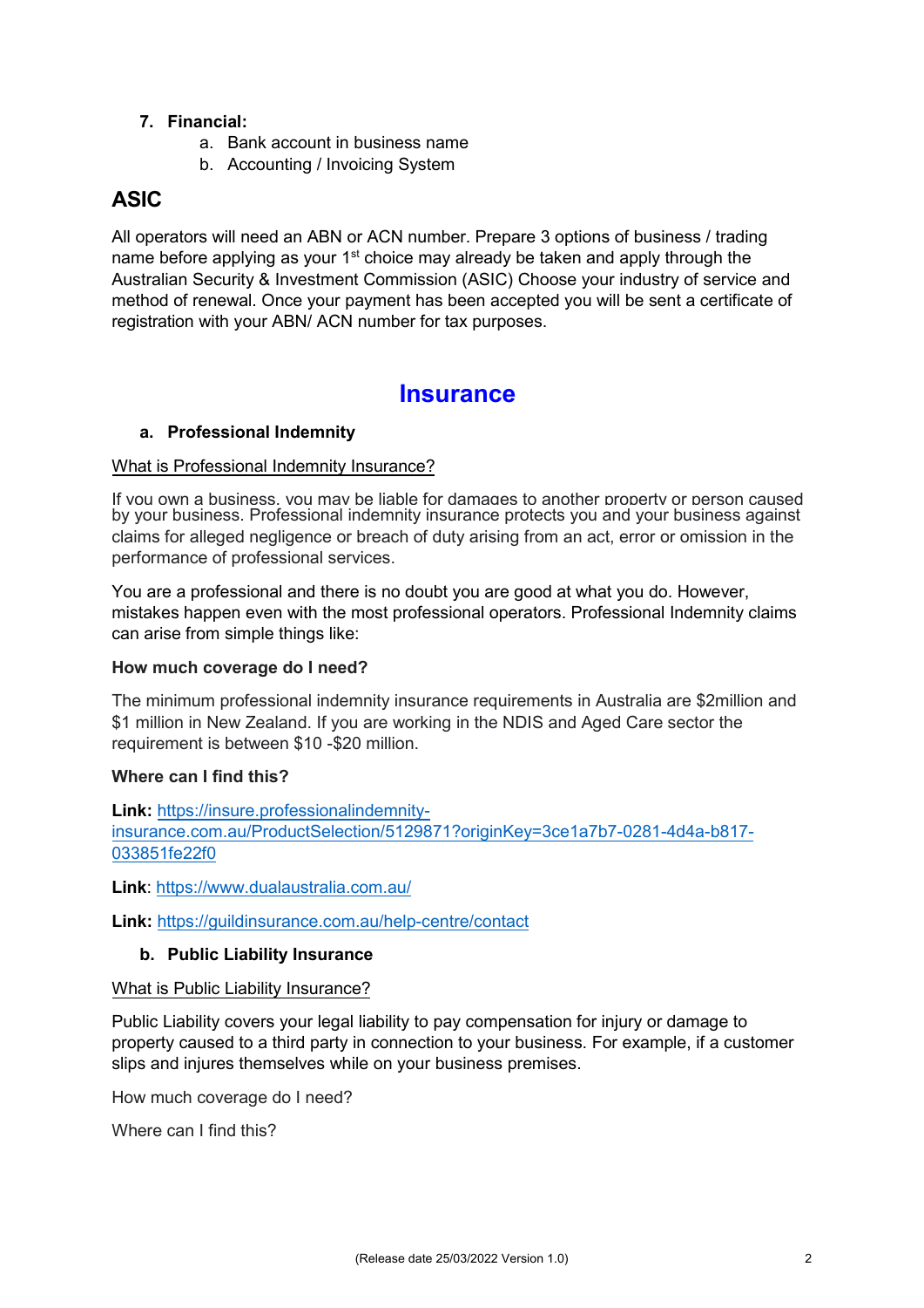7. **Financial:**
    a. Bank account in business name
    b. Accounting / Invoicing System

## ASIC

All operators will need an ABN or ACN number. Prepare 3 options of business / trading name before applying as your 1st choice may already be taken and apply through the Australian Security & Investment Commission (ASIC) Choose your industry of service and method of renewal. Once your payment has been accepted you will be sent a certificate of registration with your ABN/ ACN number for tax purposes.

# Insurance

a. **Professional Indemnity**

What is Professional Indemnity Insurance?

If you own a business, you may be liable for damages to another property or person caused by your business. Professional indemnity insurance protects you and your business against claims for alleged negligence or breach of duty arising from an act, error or omission in the performance of professional services.

You are a professional and there is no doubt you are good at what you do. However, mistakes happen even with the most professional operators. Professional Indemnity claims can arise from simple things like:

**How much coverage do I need?**

The minimum professional indemnity insurance requirements in Australia are $2million and $1 million in New Zealand. If you are working in the NDIS and Aged Care sector the requirement is between $10 -$20 million.

**Where can I find this?**

**Link:** https://insure.professionalindemnity-insurance.com.au/ProductSelection/5129871?originKey=3ce1a7b7-0281-4d4a-b817-033851fe22f0

**Link**: https://www.dualaustralia.com.au/

**Link:** https://guildinsurance.com.au/help-centre/contact

b. **Public Liability Insurance**

What is Public Liability Insurance?

Public Liability covers your legal liability to pay compensation for injury or damage to property caused to a third party in connection to your business. For example, if a customer slips and injures themselves while on your business premises.

How much coverage do I need?

Where can I find this?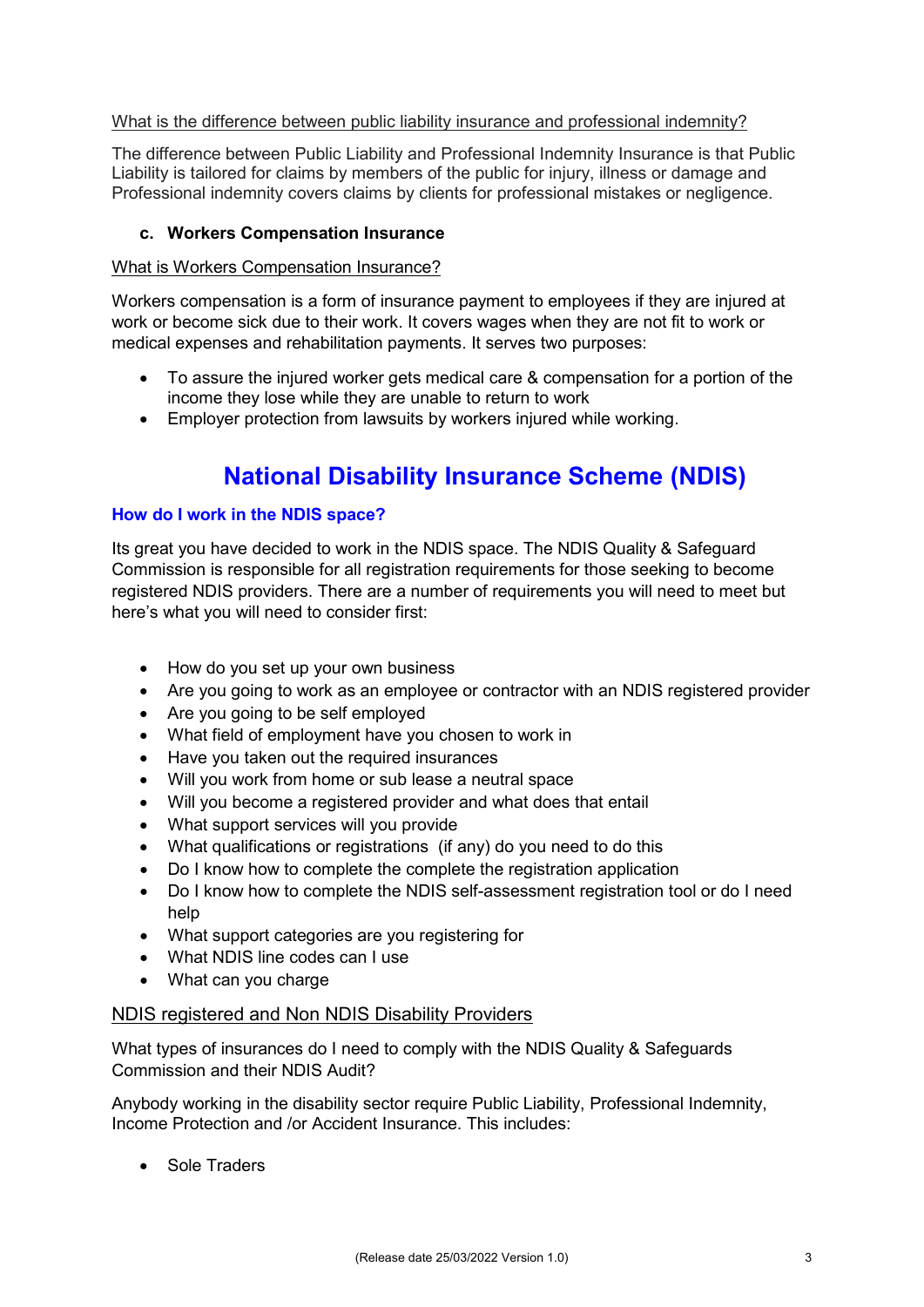What is the difference between public liability insurance and professional indemnity?

The difference between Public Liability and Professional Indemnity Insurance is that Public Liability is tailored for claims by members of the public for injury, illness or damage and Professional indemnity covers claims by clients for professional mistakes or negligence.

### c. Workers Compensation Insurance

What is Workers Compensation Insurance?

Workers compensation is a form of insurance payment to employees if they are injured at work or become sick due to their work. It covers wages when they are not fit to work or medical expenses and rehabilitation payments. It serves two purposes:

- To assure the injured worker gets medical care & compensation for a portion of the income they lose while they are unable to return to work
- Employer protection from lawsuits by workers injured while working.

# National Disability Insurance Scheme (NDIS)

## How do I work in the NDIS space?

Its great you have decided to work in the NDIS space. The NDIS Quality & Safeguard Commission is responsible for all registration requirements for those seeking to become registered NDIS providers. There are a number of requirements you will need to meet but here's what you will need to consider first:

- How do you set up your own business
- Are you going to work as an employee or contractor with an NDIS registered provider
- Are you going to be self employed
- What field of employment have you chosen to work in
- Have you taken out the required insurances
- Will you work from home or sub lease a neutral space
- Will you become a registered provider and what does that entail
- What support services will you provide
- What qualifications or registrations (if any) do you need to do this
- Do I know how to complete the complete the registration application
- Do I know how to complete the NDIS self-assessment registration tool or do I need help
- What support categories are you registering for
- What NDIS line codes can I use
- What can you charge

NDIS registered and Non NDIS Disability Providers

What types of insurances do I need to comply with the NDIS Quality & Safeguards Commission and their NDIS Audit?

Anybody working in the disability sector require Public Liability, Professional Indemnity, Income Protection and /or Accident Insurance. This includes:

- Sole Traders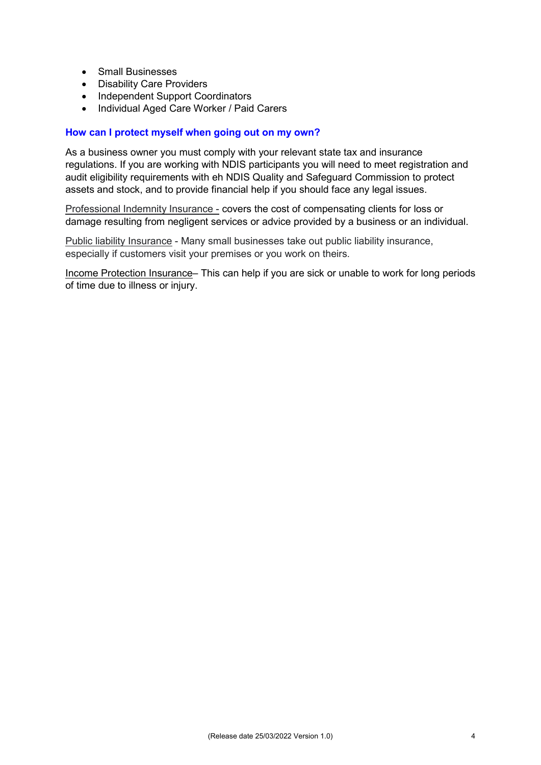- Small Businesses
- Disability Care Providers
- Independent Support Coordinators
- Individual Aged Care Worker / Paid Carers

### How can I protect myself when going out on my own?

As a business owner you must comply with your relevant state tax and insurance regulations. If you are working with NDIS participants you will need to meet registration and audit eligibility requirements with eh NDIS Quality and Safeguard Commission to protect assets and stock, and to provide financial help if you should face any legal issues.

Professional Indemnity Insurance - covers the cost of compensating clients for loss or damage resulting from negligent services or advice provided by a business or an individual.

Public liability Insurance - Many small businesses take out public liability insurance, especially if customers visit your premises or you work on theirs.

Income Protection Insurance– This can help if you are sick or unable to work for long periods of time due to illness or injury.

(Release date 25/03/2022 Version 1.0)